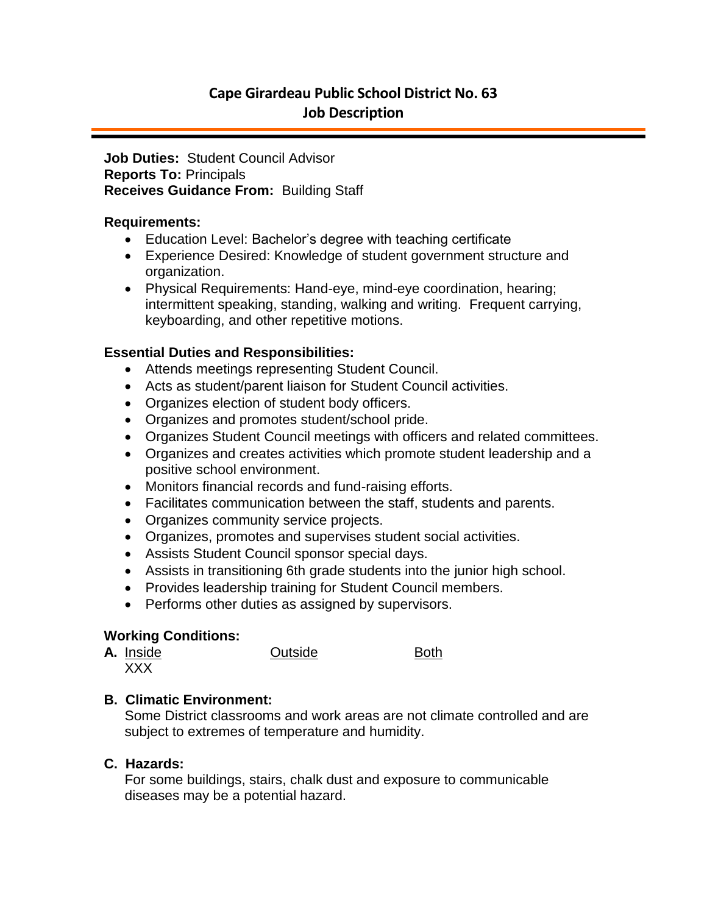# Cape Girardeau Public School District No. 63
## Job Description

**Job Duties:** Student Council Advisor
**Reports To:** Principals
**Receives Guidance From:** Building Staff

**Requirements:**

- Education Level: Bachelor's degree with teaching certificate
- Experience Desired: Knowledge of student government structure and organization.
- Physical Requirements: Hand-eye, mind-eye coordination, hearing; intermittent speaking, standing, walking and writing. Frequent carrying, keyboarding, and other repetitive motions.

**Essential Duties and Responsibilities:**

- Attends meetings representing Student Council.
- Acts as student/parent liaison for Student Council activities.
- Organizes election of student body officers.
- Organizes and promotes student/school pride.
- Organizes Student Council meetings with officers and related committees.
- Organizes and creates activities which promote student leadership and a positive school environment.
- Monitors financial records and fund-raising efforts.
- Facilitates communication between the staff, students and parents.
- Organizes community service projects.
- Organizes, promotes and supervises student social activities.
- Assists Student Council sponsor special days.
- Assists in transitioning 6th grade students into the junior high school.
- Provides leadership training for Student Council members.
- Performs other duties as assigned by supervisors.

**Working Conditions:**

| **A.** Inside | Outside | Both |
|---|---|---|
| XXX | | |

**B. Climatic Environment:**
Some District classrooms and work areas are not climate controlled and are subject to extremes of temperature and humidity.

**C. Hazards:**
For some buildings, stairs, chalk dust and exposure to communicable diseases may be a potential hazard.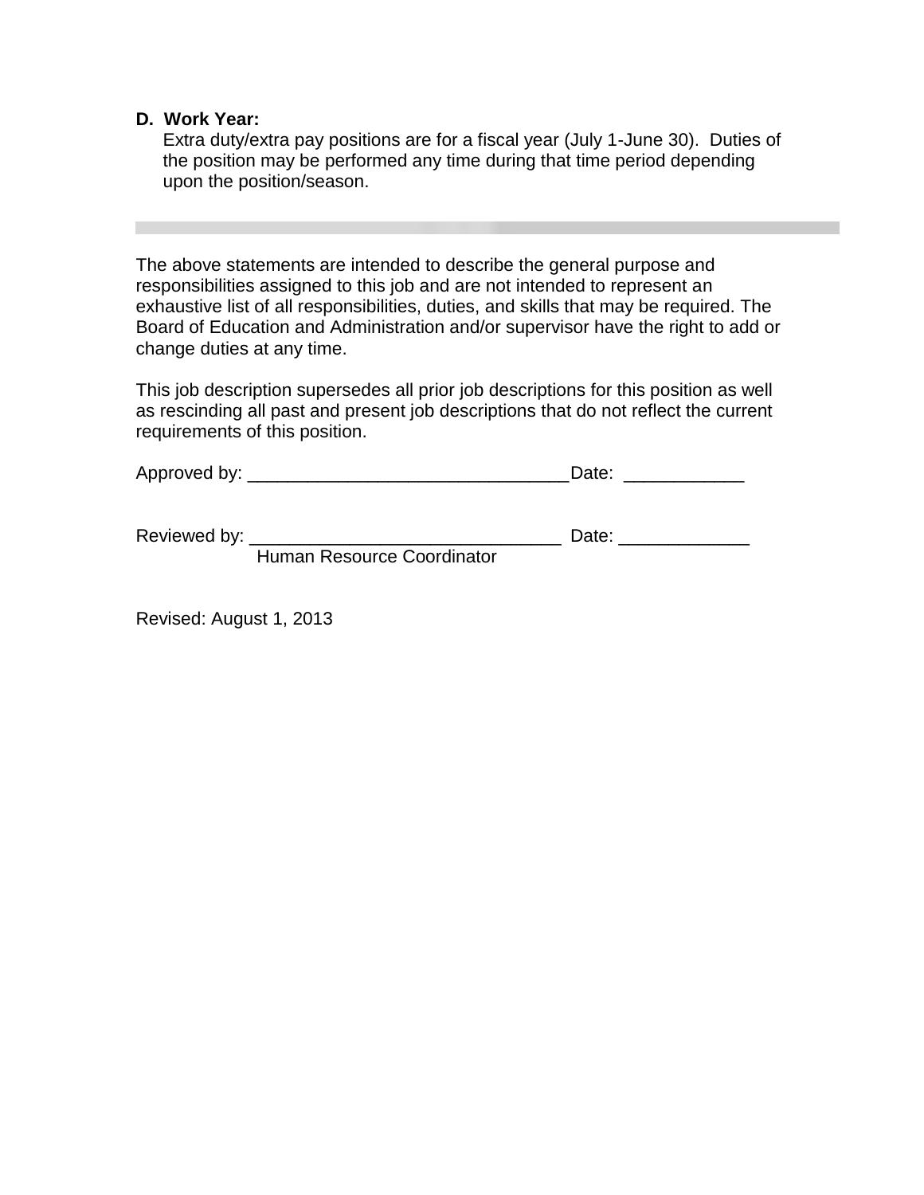**D. Work Year:**

Extra duty/extra pay positions are for a fiscal year (July 1-June 30). Duties of the position may be performed any time during that time period depending upon the position/season.

---

The above statements are intended to describe the general purpose and responsibilities assigned to this job and are not intended to represent an exhaustive list of all responsibilities, duties, and skills that may be required. The Board of Education and Administration and/or supervisor have the right to add or change duties at any time.

This job description supersedes all prior job descriptions for this position as well as rescinding all past and present job descriptions that do not reflect the current requirements of this position.

Approved by: ________________________________Date: ____________

Reviewed by: _______________________________ Date: _____________
Human Resource Coordinator

Revised: August 1, 2013